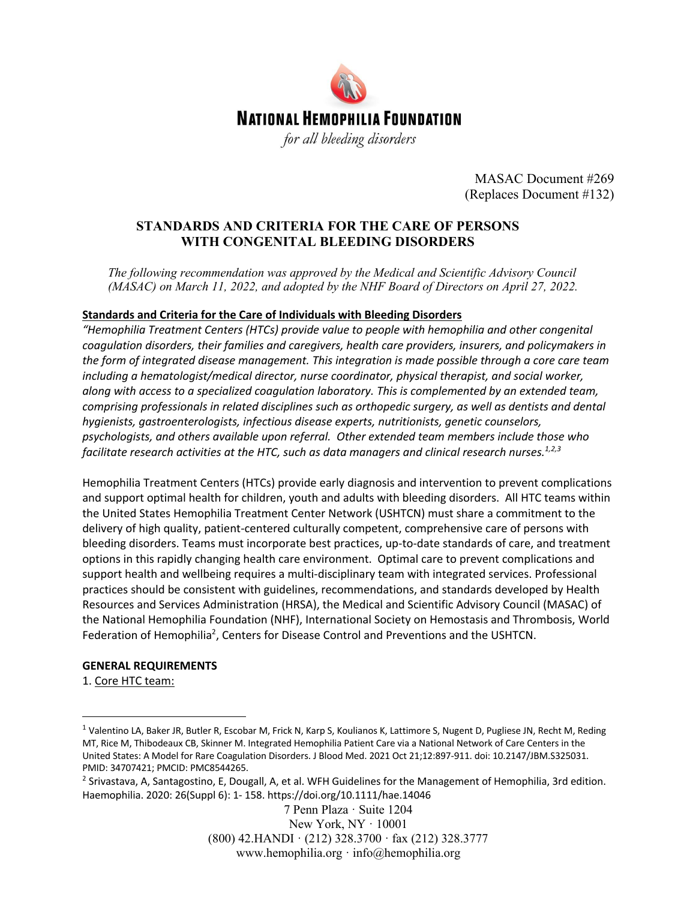# NATIONAL HEMOPHILIA FOUNDATION

*for all bleeding disorders*

MASAC Document #269
(Replaces Document #132)

## STANDARDS AND CRITERIA FOR THE CARE OF PERSONS WITH CONGENITAL BLEEDING DISORDERS

*The following recommendation was approved by the Medical and Scientific Advisory Council (MASAC) on March 11, 2022, and adopted by the NHF Board of Directors on April 27, 2022.*

**Standards and Criteria for the Care of Individuals with Bleeding Disorders**

*"Hemophilia Treatment Centers (HTCs) provide value to people with hemophilia and other congenital coagulation disorders, their families and caregivers, health care providers, insurers, and policymakers in the form of integrated disease management. This integration is made possible through a core care team including a hematologist/medical director, nurse coordinator, physical therapist, and social worker, along with access to a specialized coagulation laboratory. This is complemented by an extended team, comprising professionals in related disciplines such as orthopedic surgery, as well as dentists and dental hygienists, gastroenterologists, infectious disease experts, nutritionists, genetic counselors, psychologists, and others available upon referral. Other extended team members include those who facilitate research activities at the HTC, such as data managers and clinical research nurses.[1,2,3]*

Hemophilia Treatment Centers (HTCs) provide early diagnosis and intervention to prevent complications and support optimal health for children, youth and adults with bleeding disorders. All HTC teams within the United States Hemophilia Treatment Center Network (USHTCN) must share a commitment to the delivery of high quality, patient-centered culturally competent, comprehensive care of persons with bleeding disorders. Teams must incorporate best practices, up-to-date standards of care, and treatment options in this rapidly changing health care environment. Optimal care to prevent complications and support health and wellbeing requires a multi-disciplinary team with integrated services. Professional practices should be consistent with guidelines, recommendations, and standards developed by Health Resources and Services Administration (HRSA), the Medical and Scientific Advisory Council (MASAC) of the National Hemophilia Foundation (NHF), International Society on Hemostasis and Thrombosis, World Federation of Hemophilia[2], Centers for Disease Control and Preventions and the USHTCN.

**GENERAL REQUIREMENTS**

1. Core HTC team:

---

[1] Valentino LA, Baker JR, Butler R, Escobar M, Frick N, Karp S, Koulianos K, Lattimore S, Nugent D, Pugliese JN, Recht M, Reding MT, Rice M, Thibodeaux CB, Skinner M. Integrated Hemophilia Patient Care via a National Network of Care Centers in the United States: A Model for Rare Coagulation Disorders. J Blood Med. 2021 Oct 21;12:897-911. doi: 10.2147/JBM.S325031. PMID: 34707421; PMCID: PMC8544265.

[2] Srivastava, A, Santagostino, E, Dougall, A, et al. WFH Guidelines for the Management of Hemophilia, 3rd edition. Haemophilia. 2020: 26(Suppl 6): 1- 158. https://doi.org/10.1111/hae.14046

7 Penn Plaza · Suite 1204
New York, NY · 10001
(800) 42.HANDI · (212) 328.3700 · fax (212) 328.3777
www.hemophilia.org · info@hemophilia.org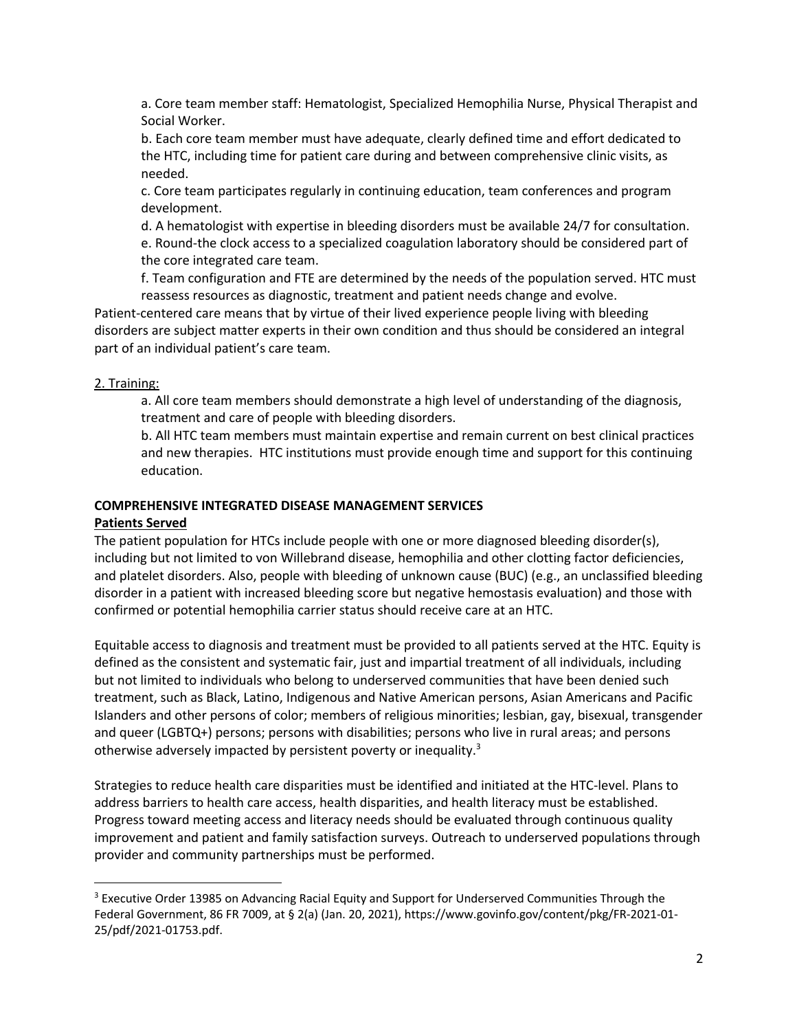a. Core team member staff: Hematologist, Specialized Hemophilia Nurse, Physical Therapist and Social Worker.

b. Each core team member must have adequate, clearly defined time and effort dedicated to the HTC, including time for patient care during and between comprehensive clinic visits, as needed.

c. Core team participates regularly in continuing education, team conferences and program development.

d. A hematologist with expertise in bleeding disorders must be available 24/7 for consultation.

e. Round-the clock access to a specialized coagulation laboratory should be considered part of the core integrated care team.

f. Team configuration and FTE are determined by the needs of the population served. HTC must reassess resources as diagnostic, treatment and patient needs change and evolve.

Patient-centered care means that by virtue of their lived experience people living with bleeding disorders are subject matter experts in their own condition and thus should be considered an integral part of an individual patient's care team.

2. Training:

a. All core team members should demonstrate a high level of understanding of the diagnosis, treatment and care of people with bleeding disorders.

b. All HTC team members must maintain expertise and remain current on best clinical practices and new therapies. HTC institutions must provide enough time and support for this continuing education.

## COMPREHENSIVE INTEGRATED DISEASE MANAGEMENT SERVICES

### Patients Served

The patient population for HTCs include people with one or more diagnosed bleeding disorder(s), including but not limited to von Willebrand disease, hemophilia and other clotting factor deficiencies, and platelet disorders. Also, people with bleeding of unknown cause (BUC) (e.g., an unclassified bleeding disorder in a patient with increased bleeding score but negative hemostasis evaluation) and those with confirmed or potential hemophilia carrier status should receive care at an HTC.

Equitable access to diagnosis and treatment must be provided to all patients served at the HTC. Equity is defined as the consistent and systematic fair, just and impartial treatment of all individuals, including but not limited to individuals who belong to underserved communities that have been denied such treatment, such as Black, Latino, Indigenous and Native American persons, Asian Americans and Pacific Islanders and other persons of color; members of religious minorities; lesbian, gay, bisexual, transgender and queer (LGBTQ+) persons; persons with disabilities; persons who live in rural areas; and persons otherwise adversely impacted by persistent poverty or inequality.[3]

Strategies to reduce health care disparities must be identified and initiated at the HTC-level. Plans to address barriers to health care access, health disparities, and health literacy must be established. Progress toward meeting access and literacy needs should be evaluated through continuous quality improvement and patient and family satisfaction surveys. Outreach to underserved populations through provider and community partnerships must be performed.

---

[3] Executive Order 13985 on Advancing Racial Equity and Support for Underserved Communities Through the Federal Government, 86 FR 7009, at § 2(a) (Jan. 20, 2021), https://www.govinfo.gov/content/pkg/FR-2021-01-25/pdf/2021-01753.pdf.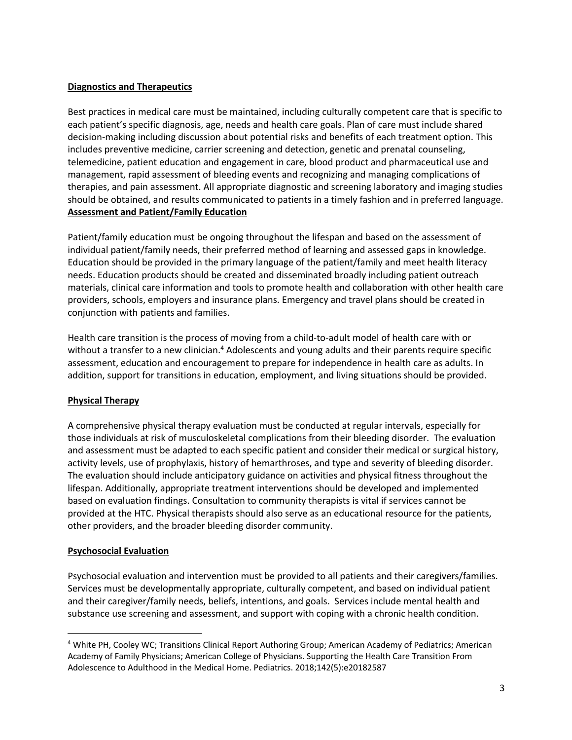**Diagnostics and Therapeutics**

Best practices in medical care must be maintained, including culturally competent care that is specific to each patient's specific diagnosis, age, needs and health care goals. Plan of care must include shared decision-making including discussion about potential risks and benefits of each treatment option. This includes preventive medicine, carrier screening and detection, genetic and prenatal counseling, telemedicine, patient education and engagement in care, blood product and pharmaceutical use and management, rapid assessment of bleeding events and recognizing and managing complications of therapies, and pain assessment. All appropriate diagnostic and screening laboratory and imaging studies should be obtained, and results communicated to patients in a timely fashion and in preferred language.

**Assessment and Patient/Family Education**

Patient/family education must be ongoing throughout the lifespan and based on the assessment of individual patient/family needs, their preferred method of learning and assessed gaps in knowledge. Education should be provided in the primary language of the patient/family and meet health literacy needs. Education products should be created and disseminated broadly including patient outreach materials, clinical care information and tools to promote health and collaboration with other health care providers, schools, employers and insurance plans. Emergency and travel plans should be created in conjunction with patients and families.

Health care transition is the process of moving from a child-to-adult model of health care with or without a transfer to a new clinician.[4] Adolescents and young adults and their parents require specific assessment, education and encouragement to prepare for independence in health care as adults. In addition, support for transitions in education, employment, and living situations should be provided.

**Physical Therapy**

A comprehensive physical therapy evaluation must be conducted at regular intervals, especially for those individuals at risk of musculoskeletal complications from their bleeding disorder. The evaluation and assessment must be adapted to each specific patient and consider their medical or surgical history, activity levels, use of prophylaxis, history of hemarthroses, and type and severity of bleeding disorder. The evaluation should include anticipatory guidance on activities and physical fitness throughout the lifespan. Additionally, appropriate treatment interventions should be developed and implemented based on evaluation findings. Consultation to community therapists is vital if services cannot be provided at the HTC. Physical therapists should also serve as an educational resource for the patients, other providers, and the broader bleeding disorder community.

**Psychosocial Evaluation**

Psychosocial evaluation and intervention must be provided to all patients and their caregivers/families. Services must be developmentally appropriate, culturally competent, and based on individual patient and their caregiver/family needs, beliefs, intentions, and goals. Services include mental health and substance use screening and assessment, and support with coping with a chronic health condition.

---

[4] White PH, Cooley WC; Transitions Clinical Report Authoring Group; American Academy of Pediatrics; American Academy of Family Physicians; American College of Physicians. Supporting the Health Care Transition From Adolescence to Adulthood in the Medical Home. Pediatrics. 2018;142(5):e20182587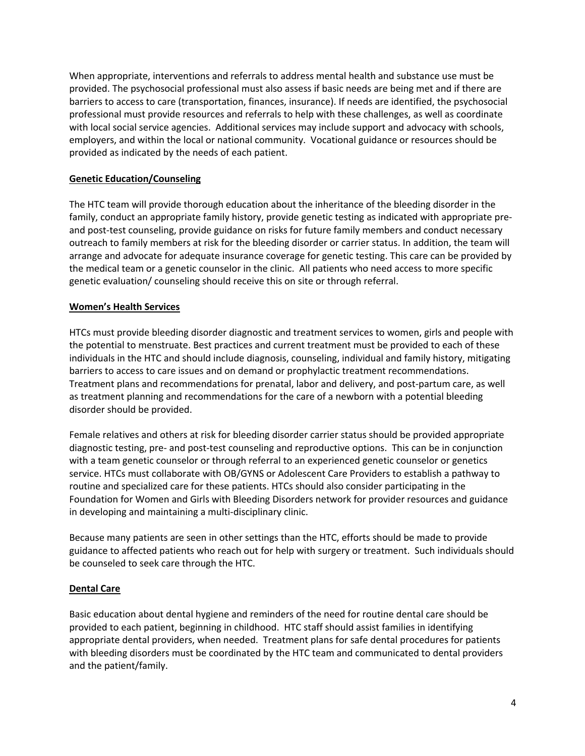When appropriate, interventions and referrals to address mental health and substance use must be provided. The psychosocial professional must also assess if basic needs are being met and if there are barriers to access to care (transportation, finances, insurance). If needs are identified, the psychosocial professional must provide resources and referrals to help with these challenges, as well as coordinate with local social service agencies. Additional services may include support and advocacy with schools, employers, and within the local or national community. Vocational guidance or resources should be provided as indicated by the needs of each patient.

## Genetic Education/Counseling

The HTC team will provide thorough education about the inheritance of the bleeding disorder in the family, conduct an appropriate family history, provide genetic testing as indicated with appropriate pre- and post-test counseling, provide guidance on risks for future family members and conduct necessary outreach to family members at risk for the bleeding disorder or carrier status. In addition, the team will arrange and advocate for adequate insurance coverage for genetic testing. This care can be provided by the medical team or a genetic counselor in the clinic. All patients who need access to more specific genetic evaluation/ counseling should receive this on site or through referral.

## Women's Health Services

HTCs must provide bleeding disorder diagnostic and treatment services to women, girls and people with the potential to menstruate. Best practices and current treatment must be provided to each of these individuals in the HTC and should include diagnosis, counseling, individual and family history, mitigating barriers to access to care issues and on demand or prophylactic treatment recommendations. Treatment plans and recommendations for prenatal, labor and delivery, and post-partum care, as well as treatment planning and recommendations for the care of a newborn with a potential bleeding disorder should be provided.

Female relatives and others at risk for bleeding disorder carrier status should be provided appropriate diagnostic testing, pre- and post-test counseling and reproductive options. This can be in conjunction with a team genetic counselor or through referral to an experienced genetic counselor or genetics service. HTCs must collaborate with OB/GYNS or Adolescent Care Providers to establish a pathway to routine and specialized care for these patients. HTCs should also consider participating in the Foundation for Women and Girls with Bleeding Disorders network for provider resources and guidance in developing and maintaining a multi-disciplinary clinic.

Because many patients are seen in other settings than the HTC, efforts should be made to provide guidance to affected patients who reach out for help with surgery or treatment. Such individuals should be counseled to seek care through the HTC.

## Dental Care

Basic education about dental hygiene and reminders of the need for routine dental care should be provided to each patient, beginning in childhood. HTC staff should assist families in identifying appropriate dental providers, when needed. Treatment plans for safe dental procedures for patients with bleeding disorders must be coordinated by the HTC team and communicated to dental providers and the patient/family.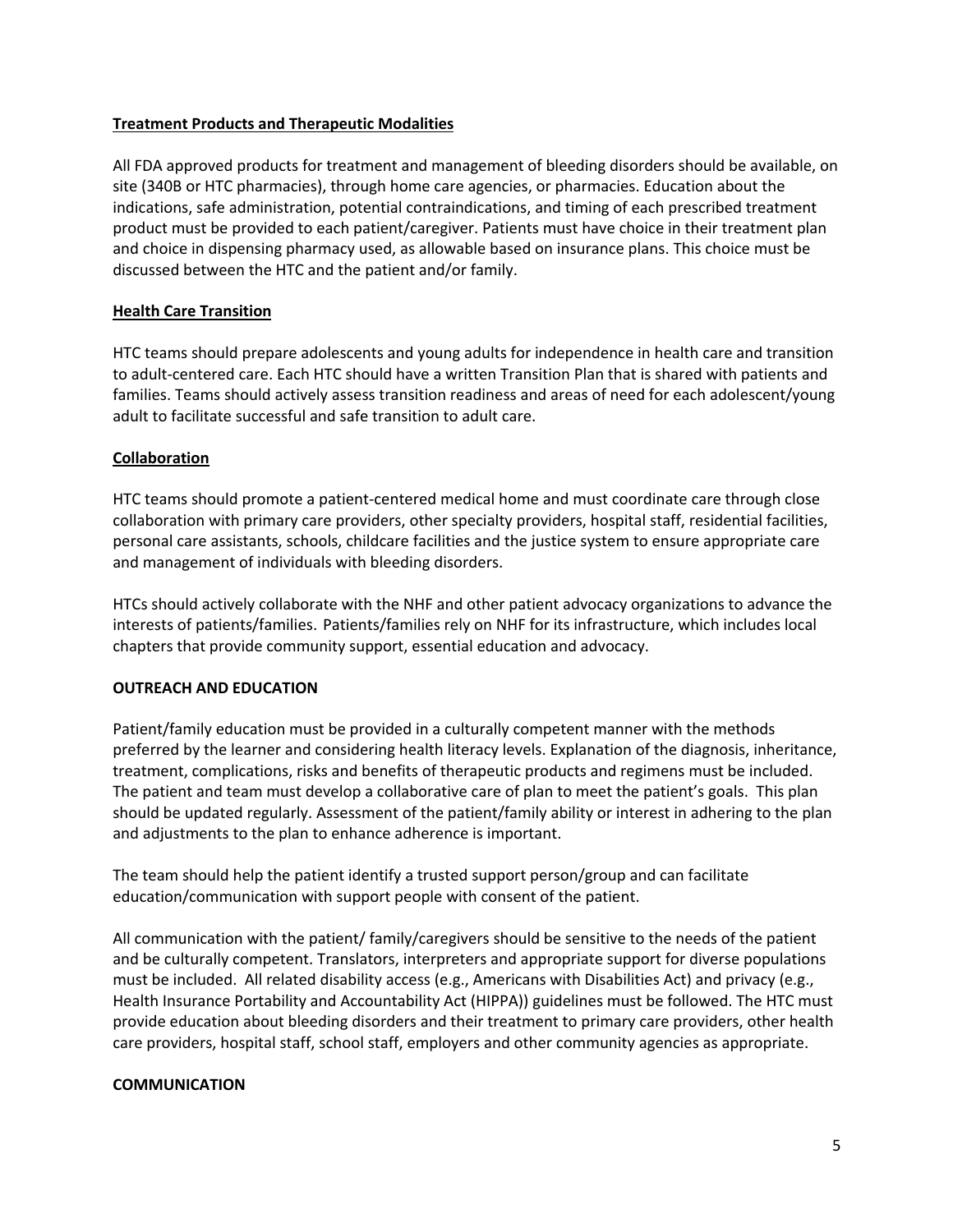**Treatment Products and Therapeutic Modalities**

All FDA approved products for treatment and management of bleeding disorders should be available, on site (340B or HTC pharmacies), through home care agencies, or pharmacies. Education about the indications, safe administration, potential contraindications, and timing of each prescribed treatment product must be provided to each patient/caregiver. Patients must have choice in their treatment plan and choice in dispensing pharmacy used, as allowable based on insurance plans. This choice must be discussed between the HTC and the patient and/or family.

**Health Care Transition**

HTC teams should prepare adolescents and young adults for independence in health care and transition to adult-centered care. Each HTC should have a written Transition Plan that is shared with patients and families. Teams should actively assess transition readiness and areas of need for each adolescent/young adult to facilitate successful and safe transition to adult care.

**Collaboration**

HTC teams should promote a patient-centered medical home and must coordinate care through close collaboration with primary care providers, other specialty providers, hospital staff, residential facilities, personal care assistants, schools, childcare facilities and the justice system to ensure appropriate care and management of individuals with bleeding disorders.

HTCs should actively collaborate with the NHF and other patient advocacy organizations to advance the interests of patients/families. Patients/families rely on NHF for its infrastructure, which includes local chapters that provide community support, essential education and advocacy.

**OUTREACH AND EDUCATION**

Patient/family education must be provided in a culturally competent manner with the methods preferred by the learner and considering health literacy levels. Explanation of the diagnosis, inheritance, treatment, complications, risks and benefits of therapeutic products and regimens must be included. The patient and team must develop a collaborative care of plan to meet the patient's goals. This plan should be updated regularly. Assessment of the patient/family ability or interest in adhering to the plan and adjustments to the plan to enhance adherence is important.

The team should help the patient identify a trusted support person/group and can facilitate education/communication with support people with consent of the patient.

All communication with the patient/ family/caregivers should be sensitive to the needs of the patient and be culturally competent. Translators, interpreters and appropriate support for diverse populations must be included. All related disability access (e.g., Americans with Disabilities Act) and privacy (e.g., Health Insurance Portability and Accountability Act (HIPPA)) guidelines must be followed. The HTC must provide education about bleeding disorders and their treatment to primary care providers, other health care providers, hospital staff, school staff, employers and other community agencies as appropriate.

**COMMUNICATION**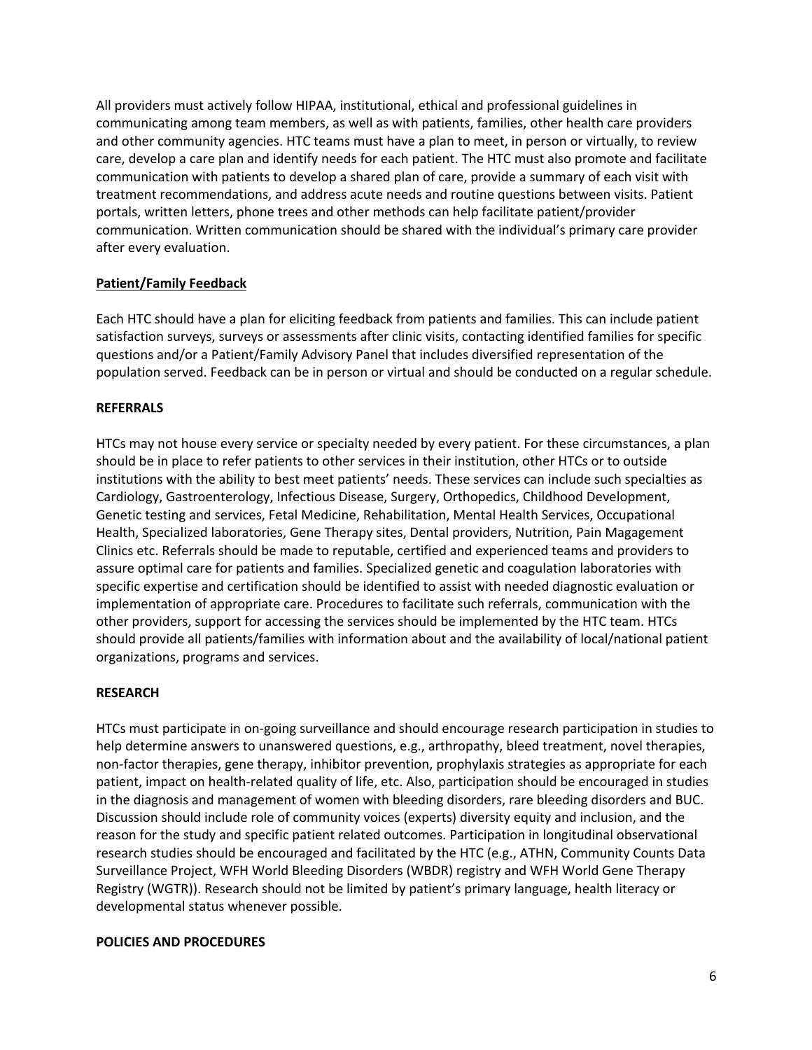All providers must actively follow HIPAA, institutional, ethical and professional guidelines in communicating among team members, as well as with patients, families, other health care providers and other community agencies. HTC teams must have a plan to meet, in person or virtually, to review care, develop a care plan and identify needs for each patient. The HTC must also promote and facilitate communication with patients to develop a shared plan of care, provide a summary of each visit with treatment recommendations, and address acute needs and routine questions between visits. Patient portals, written letters, phone trees and other methods can help facilitate patient/provider communication. Written communication should be shared with the individual's primary care provider after every evaluation.

**Patient/Family Feedback**

Each HTC should have a plan for eliciting feedback from patients and families. This can include patient satisfaction surveys, surveys or assessments after clinic visits, contacting identified families for specific questions and/or a Patient/Family Advisory Panel that includes diversified representation of the population served. Feedback can be in person or virtual and should be conducted on a regular schedule.

**REFERRALS**

HTCs may not house every service or specialty needed by every patient. For these circumstances, a plan should be in place to refer patients to other services in their institution, other HTCs or to outside institutions with the ability to best meet patients' needs. These services can include such specialties as Cardiology, Gastroenterology, Infectious Disease, Surgery, Orthopedics, Childhood Development, Genetic testing and services, Fetal Medicine, Rehabilitation, Mental Health Services, Occupational Health, Specialized laboratories, Gene Therapy sites, Dental providers, Nutrition, Pain Magagement Clinics etc. Referrals should be made to reputable, certified and experienced teams and providers to assure optimal care for patients and families. Specialized genetic and coagulation laboratories with specific expertise and certification should be identified to assist with needed diagnostic evaluation or implementation of appropriate care. Procedures to facilitate such referrals, communication with the other providers, support for accessing the services should be implemented by the HTC team. HTCs should provide all patients/families with information about and the availability of local/national patient organizations, programs and services.

**RESEARCH**

HTCs must participate in on-going surveillance and should encourage research participation in studies to help determine answers to unanswered questions, e.g., arthropathy, bleed treatment, novel therapies, non-factor therapies, gene therapy, inhibitor prevention, prophylaxis strategies as appropriate for each patient, impact on health-related quality of life, etc. Also, participation should be encouraged in studies in the diagnosis and management of women with bleeding disorders, rare bleeding disorders and BUC. Discussion should include role of community voices (experts) diversity equity and inclusion, and the reason for the study and specific patient related outcomes. Participation in longitudinal observational research studies should be encouraged and facilitated by the HTC (e.g., ATHN, Community Counts Data Surveillance Project, WFH World Bleeding Disorders (WBDR) registry and WFH World Gene Therapy Registry (WGTR)). Research should not be limited by patient's primary language, health literacy or developmental status whenever possible.

**POLICIES AND PROCEDURES**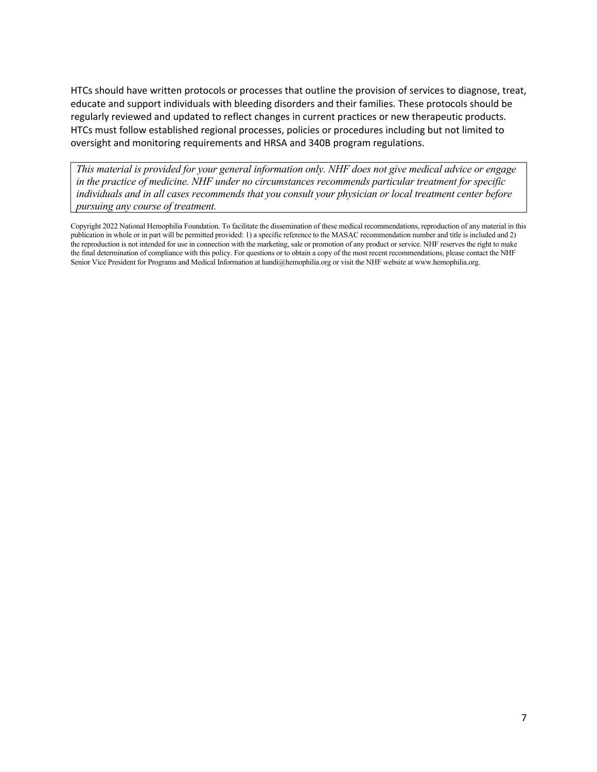HTCs should have written protocols or processes that outline the provision of services to diagnose, treat, educate and support individuals with bleeding disorders and their families. These protocols should be regularly reviewed and updated to reflect changes in current practices or new therapeutic products. HTCs must follow established regional processes, policies or procedures including but not limited to oversight and monitoring requirements and HRSA and 340B program regulations.

*This material is provided for your general information only. NHF does not give medical advice or engage in the practice of medicine. NHF under no circumstances recommends particular treatment for specific individuals and in all cases recommends that you consult your physician or local treatment center before pursuing any course of treatment.*

Copyright 2022 National Hemophilia Foundation. To facilitate the dissemination of these medical recommendations, reproduction of any material in this publication in whole or in part will be permitted provided: 1) a specific reference to the MASAC recommendation number and title is included and 2) the reproduction is not intended for use in connection with the marketing, sale or promotion of any product or service. NHF reserves the right to make the final determination of compliance with this policy. For questions or to obtain a copy of the most recent recommendations, please contact the NHF Senior Vice President for Programs and Medical Information at handi@hemophilia.org or visit the NHF website at www.hemophilia.org.